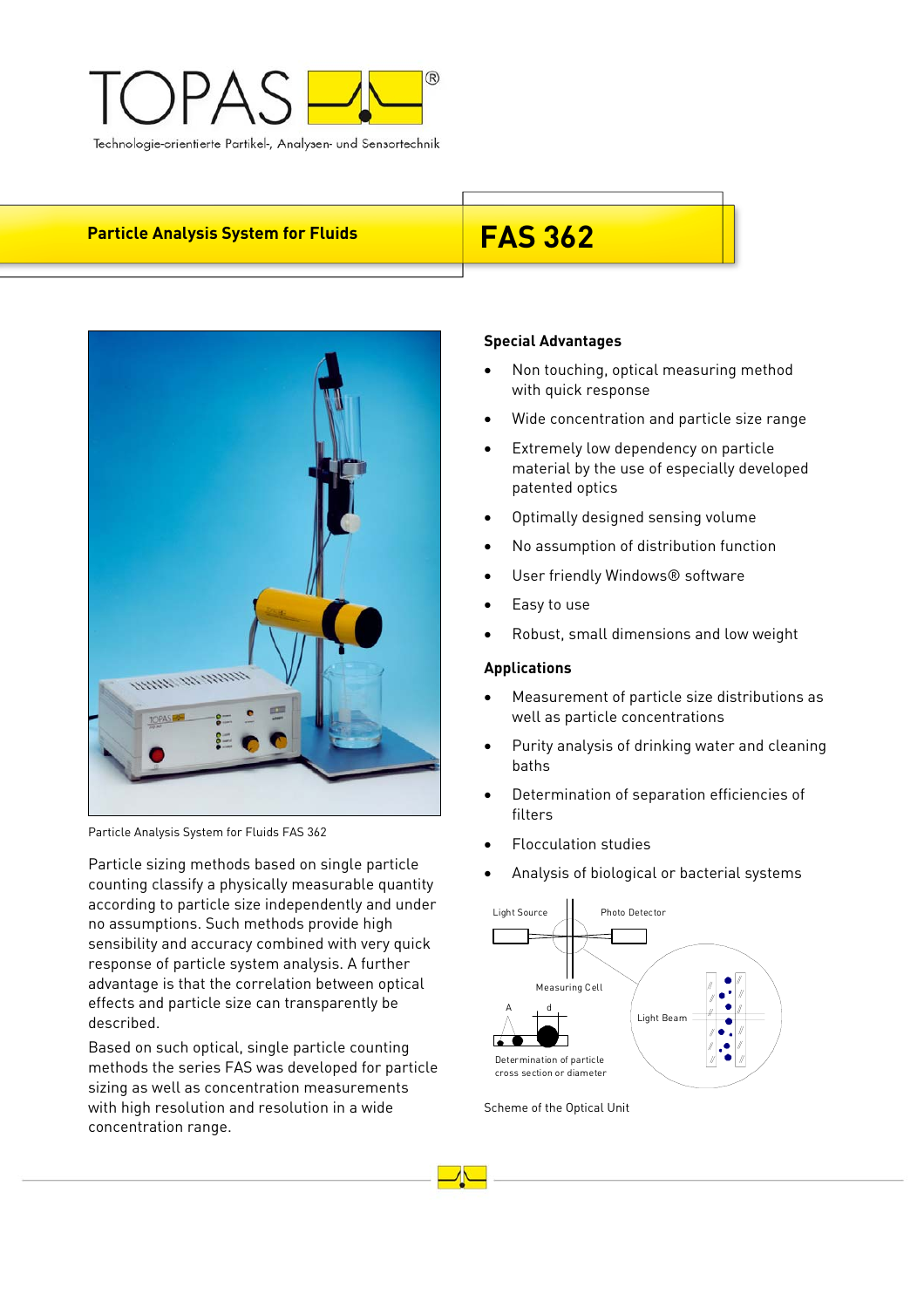TOPAS®

Technologie-orientierte Partikel-, Analysen- und Sensortechnik

# Particle Analysis System for Fluids

# FAS 362

Particle Analysis System for Fluids FAS 362

Particle sizing methods based on single particle counting classify a physically measurable quantity according to particle size independently and under no assumptions. Such methods provide high sensibility and accuracy combined with very quick response of particle system analysis. A further advantage is that the correlation between optical effects and particle size can transparently be described.

Based on such optical, single particle counting methods the series FAS was developed for particle sizing as well as concentration measurements with high resolution and resolution in a wide concentration range.

## Special Advantages

- Non touching, optical measuring method with quick response
- Wide concentration and particle size range
- Extremely low dependency on particle material by the use of especially developed patented optics
- Optimally designed sensing volume
- No assumption of distribution function
- User friendly Windows® software
- Easy to use
- Robust, small dimensions and low weight

## Applications

- Measurement of particle size distributions as well as particle concentrations
- Purity analysis of drinking water and cleaning baths
- Determination of separation efficiencies of filters
- Flocculation studies
- Analysis of biological or bacterial systems

Light Source · Photo Detector · Measuring Cell · Light Beam · A · d · Determination of particle cross section or diameter

Scheme of the Optical Unit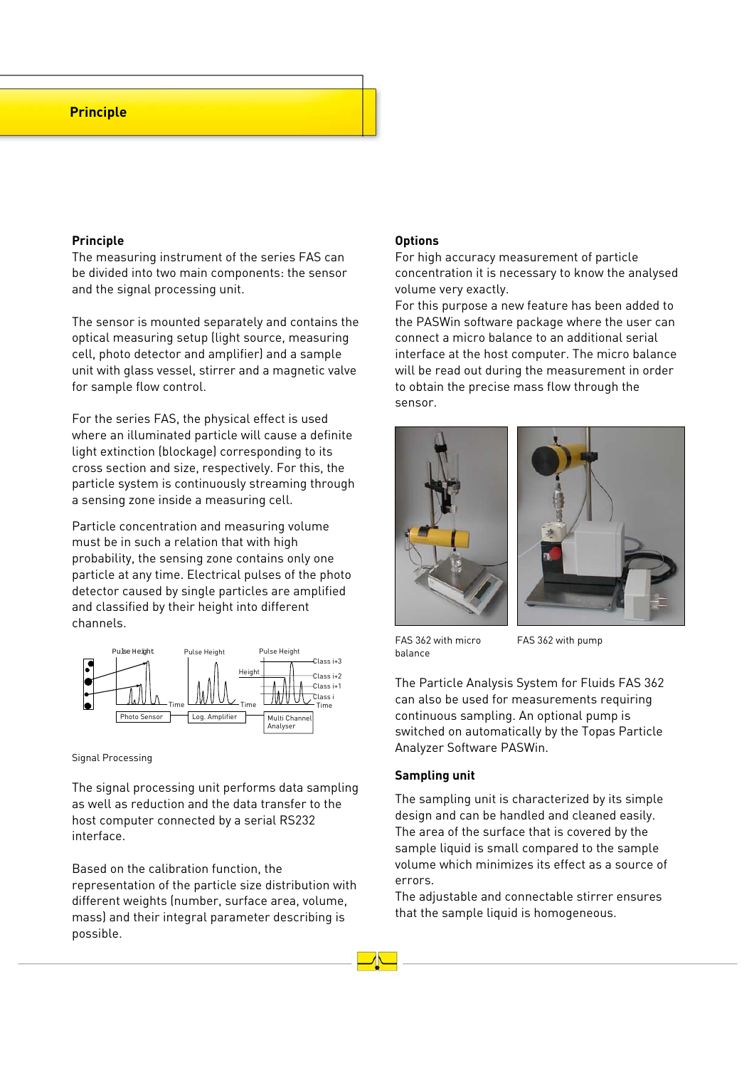# Principle

## Principle

The measuring instrument of the series FAS can be divided into two main components: the sensor and the signal processing unit.

The sensor is mounted separately and contains the optical measuring setup (light source, measuring cell, photo detector and amplifier) and a sample unit with glass vessel, stirrer and a magnetic valve for sample flow control.

For the series FAS, the physical effect is used where an illuminated particle will cause a definite light extinction (blockage) corresponding to its cross section and size, respectively. For this, the particle system is continuously streaming through a sensing zone inside a measuring cell.

Particle concentration and measuring volume must be in such a relation that with high probability, the sensing zone contains only one particle at any time. Electrical pulses of the photo detector caused by single particles are amplified and classified by their height into different channels.

Signal Processing

The signal processing unit performs data sampling as well as reduction and the data transfer to the host computer connected by a serial RS232 interface.

Based on the calibration function, the representation of the particle size distribution with different weights (number, surface area, volume, mass) and their integral parameter describing is possible.

## Options

For high accuracy measurement of particle concentration it is necessary to know the analysed volume very exactly.
For this purpose a new feature has been added to the PASWin software package where the user can connect a micro balance to an additional serial interface at the host computer. The micro balance will be read out during the measurement in order to obtain the precise mass flow through the sensor.

FAS 362 with micro balance

FAS 362 with pump

The Particle Analysis System for Fluids FAS 362 can also be used for measurements requiring continuous sampling. An optional pump is switched on automatically by the Topas Particle Analyzer Software PASWin.

## Sampling unit

The sampling unit is characterized by its simple design and can be handled and cleaned easily. The area of the surface that is covered by the sample liquid is small compared to the sample volume which minimizes its effect as a source of errors.
The adjustable and connectable stirrer ensures that the sample liquid is homogeneous.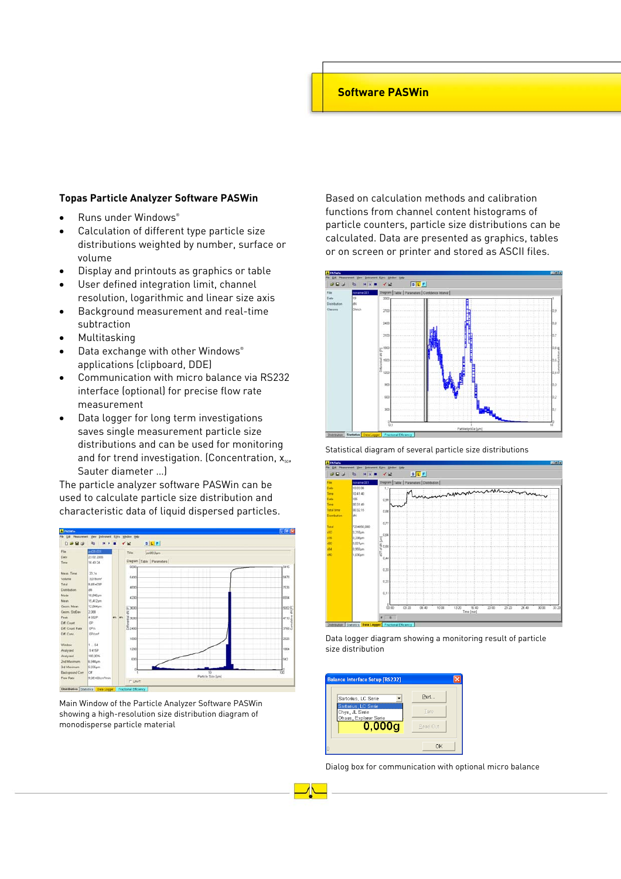## Software PASWin

### Topas Particle Analyzer Software PASWin

- Runs under Windows®
- Calculation of different type particle size distributions weighted by number, surface or volume
- Display and printouts as graphics or table
- User defined integration limit, channel resolution, logarithmic and linear size axis
- Background measurement and real-time subtraction
- Multitasking
- Data exchange with other Windows® applications (clipboard, DDE)
- Communication with micro balance via RS232 interface (optional) for precise flow rate measurement
- Data logger for long term investigations saves single measurement particle size distributions and can be used for monitoring and for trend investigation. (Concentration, $x_{50}$, Sauter diameter ...)

The particle analyzer software PASWin can be used to calculate particle size distribution and characteristic data of liquid dispersed particles.

Main Window of the Particle Analyzer Software PASWin showing a high-resolution size distribution diagram of monodisperse particle material

Based on calculation methods and calibration functions from channel content histograms of particle counters, particle size distributions can be calculated. Data are presented as graphics, tables or on screen or printer and stored as ASCII files.

Statistical diagram of several particle size distributions

Data logger diagram showing a monitoring result of particle size distribution

Dialog box for communication with optional micro balance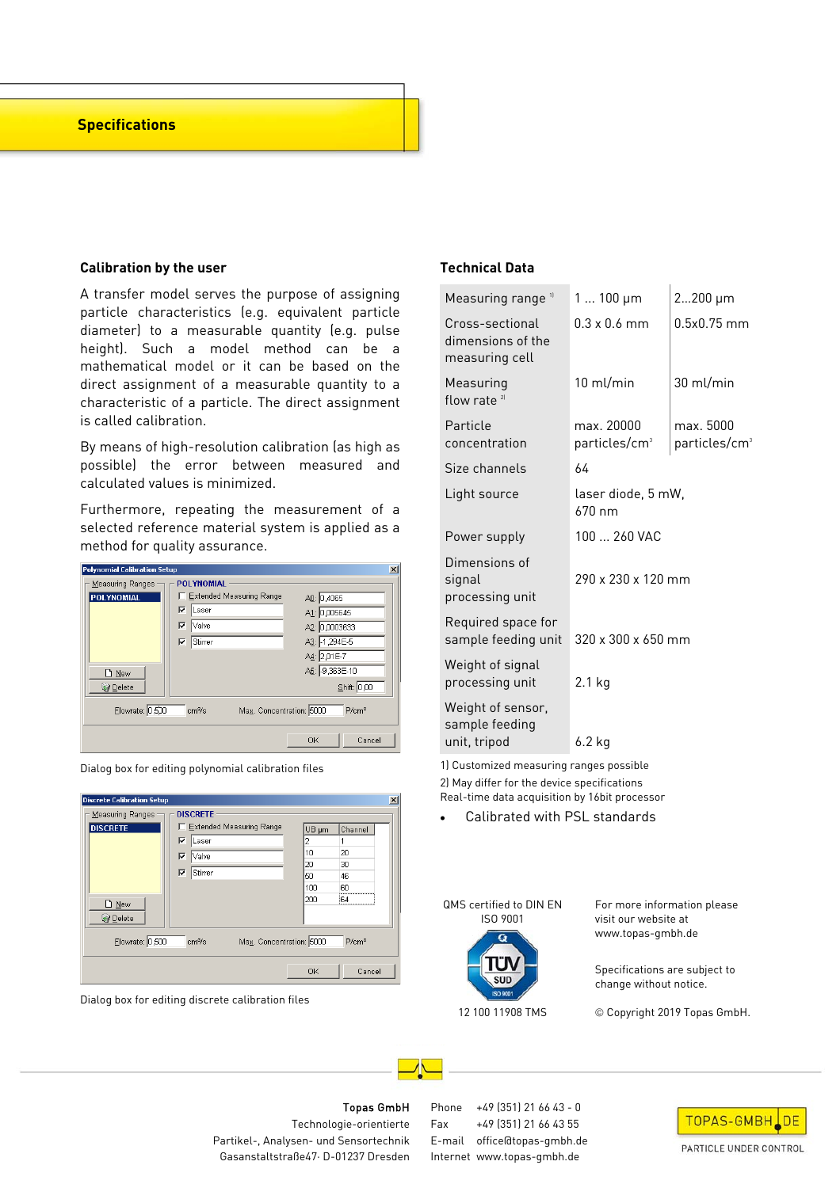## Specifications

### Calibration by the user

A transfer model serves the purpose of assigning particle characteristics (e.g. equivalent particle diameter) to a measurable quantity (e.g. pulse height). Such a model method can be a mathematical model or it can be based on the direct assignment of a measurable quantity to a characteristic of a particle. The direct assignment is called calibration.

By means of high-resolution calibration (as high as possible) the error between measured and calculated values is minimized.

Furthermore, repeating the measurement of a selected reference material system is applied as a method for quality assurance.

Dialog box for editing polynomial calibration files

Dialog box for editing discrete calibration files

### Technical Data

| | | |
|---|---|---|
| Measuring range [1] | 1 ... 100 µm | 2...200 µm |
| Cross-sectional dimensions of the measuring cell | 0.3 x 0.6 mm | 0.5x0.75 mm |
| Measuring flow rate [2] | 10 ml/min | 30 ml/min |
| Particle concentration | max. 20000 particles/cm³ | max. 5000 particles/cm³ |
| Size channels | 64 | |
| Light source | laser diode, 5 mW, 670 nm | |
| Power supply | 100 ... 260 VAC | |
| Dimensions of signal processing unit | 290 x 230 x 120 mm | |
| Required space for sample feeding unit | 320 x 300 x 650 mm | |
| Weight of signal processing unit | 2.1 kg | |
| Weight of sensor, sample feeding unit, tripod | 6.2 kg | |

1) Customized measuring ranges possible
2) May differ for the device specifications
Real-time data acquisition by 16bit processor

- Calibrated with PSL standards

QMS certified to DIN EN ISO 9001

12 100 11908 TMS

For more information please visit our website at www.topas-gmbh.de

Specifications are subject to change without notice.

© Copyright 2019 Topas GmbH.

**Topas GmbH**
Technologie-orientierte
Partikel-, Analysen- und Sensortechnik
Gasanstaltstraße47· D-01237 Dresden

Phone +49 (351) 21 66 43 - 0
Fax +49 (351) 21 66 43 55
E-mail office@topas-gmbh.de
Internet www.topas-gmbh.de

TOPAS-GMBH.DE
PARTICLE UNDER CONTROL